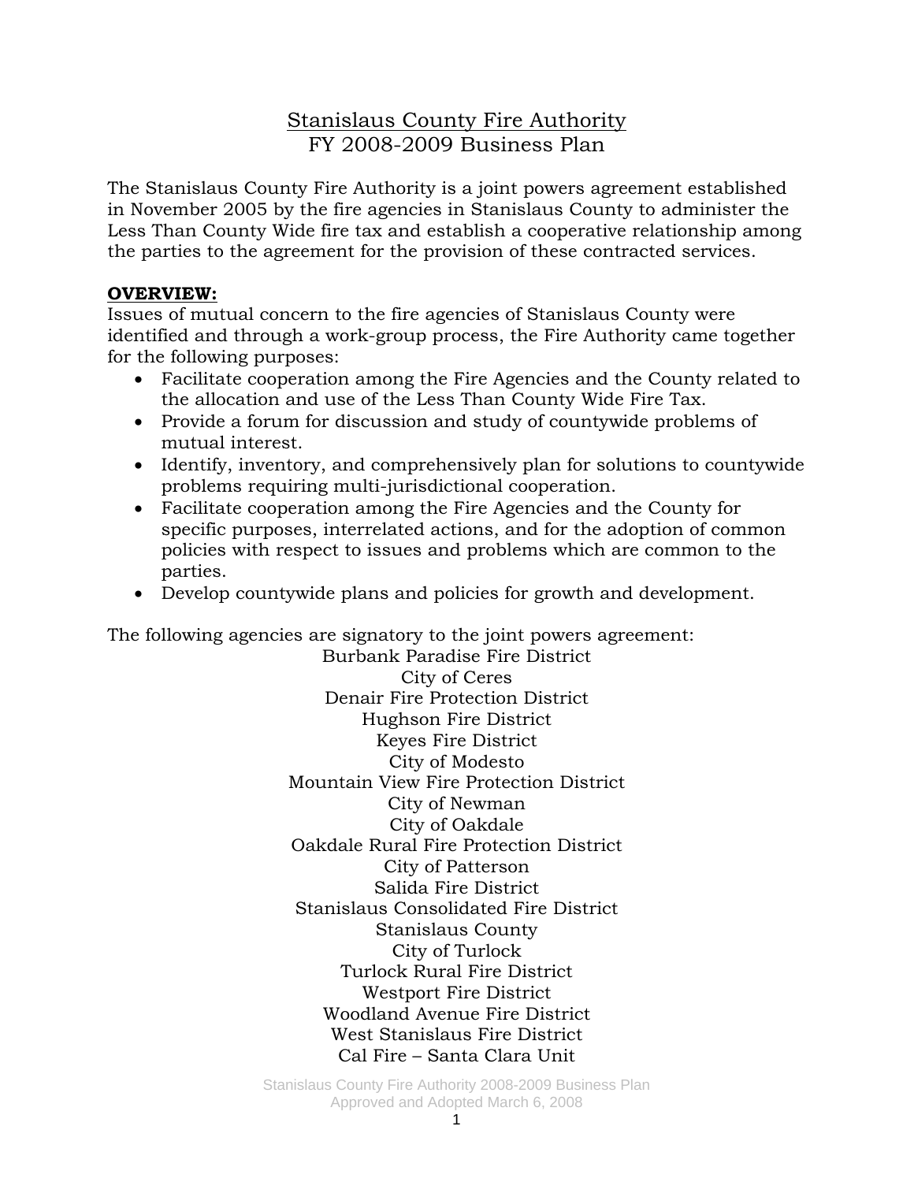# Stanislaus County Fire Authority
## FY 2008-2009 Business Plan

The Stanislaus County Fire Authority is a joint powers agreement established in November 2005 by the fire agencies in Stanislaus County to administer the Less Than County Wide fire tax and establish a cooperative relationship among the parties to the agreement for the provision of these contracted services.

**OVERVIEW:**

Issues of mutual concern to the fire agencies of Stanislaus County were identified and through a work-group process, the Fire Authority came together for the following purposes:

- Facilitate cooperation among the Fire Agencies and the County related to the allocation and use of the Less Than County Wide Fire Tax.
- Provide a forum for discussion and study of countywide problems of mutual interest.
- Identify, inventory, and comprehensively plan for solutions to countywide problems requiring multi-jurisdictional cooperation.
- Facilitate cooperation among the Fire Agencies and the County for specific purposes, interrelated actions, and for the adoption of common policies with respect to issues and problems which are common to the parties.
- Develop countywide plans and policies for growth and development.

The following agencies are signatory to the joint powers agreement:

Burbank Paradise Fire District
City of Ceres
Denair Fire Protection District
Hughson Fire District
Keyes Fire District
City of Modesto
Mountain View Fire Protection District
City of Newman
City of Oakdale
Oakdale Rural Fire Protection District
City of Patterson
Salida Fire District
Stanislaus Consolidated Fire District
Stanislaus County
City of Turlock
Turlock Rural Fire District
Westport Fire District
Woodland Avenue Fire District
West Stanislaus Fire District
Cal Fire – Santa Clara Unit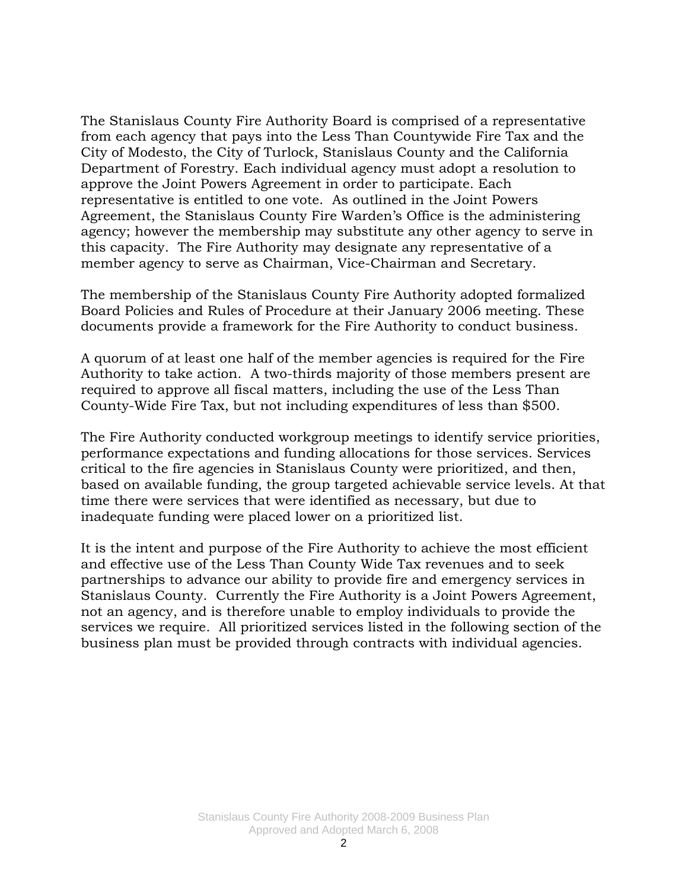The Stanislaus County Fire Authority Board is comprised of a representative from each agency that pays into the Less Than Countywide Fire Tax and the City of Modesto, the City of Turlock, Stanislaus County and the California Department of Forestry. Each individual agency must adopt a resolution to approve the Joint Powers Agreement in order to participate. Each representative is entitled to one vote. As outlined in the Joint Powers Agreement, the Stanislaus County Fire Warden's Office is the administering agency; however the membership may substitute any other agency to serve in this capacity. The Fire Authority may designate any representative of a member agency to serve as Chairman, Vice-Chairman and Secretary.

The membership of the Stanislaus County Fire Authority adopted formalized Board Policies and Rules of Procedure at their January 2006 meeting. These documents provide a framework for the Fire Authority to conduct business.

A quorum of at least one half of the member agencies is required for the Fire Authority to take action. A two-thirds majority of those members present are required to approve all fiscal matters, including the use of the Less Than County-Wide Fire Tax, but not including expenditures of less than $500.

The Fire Authority conducted workgroup meetings to identify service priorities, performance expectations and funding allocations for those services. Services critical to the fire agencies in Stanislaus County were prioritized, and then, based on available funding, the group targeted achievable service levels. At that time there were services that were identified as necessary, but due to inadequate funding were placed lower on a prioritized list.

It is the intent and purpose of the Fire Authority to achieve the most efficient and effective use of the Less Than County Wide Tax revenues and to seek partnerships to advance our ability to provide fire and emergency services in Stanislaus County. Currently the Fire Authority is a Joint Powers Agreement, not an agency, and is therefore unable to employ individuals to provide the services we require. All prioritized services listed in the following section of the business plan must be provided through contracts with individual agencies.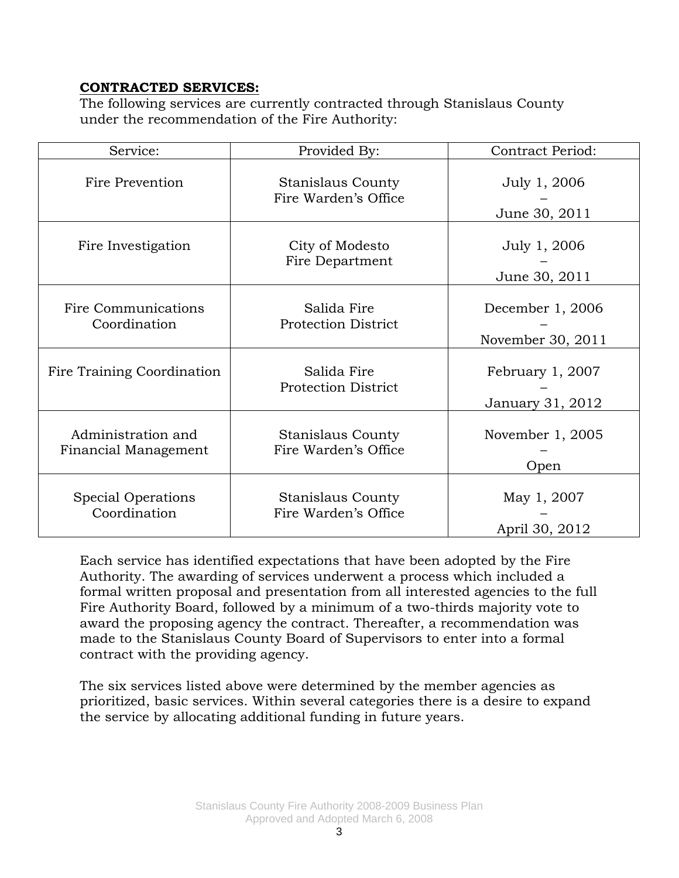**CONTRACTED SERVICES:**

The following services are currently contracted through Stanislaus County under the recommendation of the Fire Authority:

| Service: | Provided By: | Contract Period: |
|---|---|---|
| Fire Prevention | Stanislaus County Fire Warden's Office | July 1, 2006 – June 30, 2011 |
| Fire Investigation | City of Modesto Fire Department | July 1, 2006 – June 30, 2011 |
| Fire Communications Coordination | Salida Fire Protection District | December 1, 2006 – November 30, 2011 |
| Fire Training Coordination | Salida Fire Protection District | February 1, 2007 – January 31, 2012 |
| Administration and Financial Management | Stanislaus County Fire Warden's Office | November 1, 2005 – Open |
| Special Operations Coordination | Stanislaus County Fire Warden's Office | May 1, 2007 – April 30, 2012 |

Each service has identified expectations that have been adopted by the Fire Authority. The awarding of services underwent a process which included a formal written proposal and presentation from all interested agencies to the full Fire Authority Board, followed by a minimum of a two-thirds majority vote to award the proposing agency the contract. Thereafter, a recommendation was made to the Stanislaus County Board of Supervisors to enter into a formal contract with the providing agency.

The six services listed above were determined by the member agencies as prioritized, basic services. Within several categories there is a desire to expand the service by allocating additional funding in future years.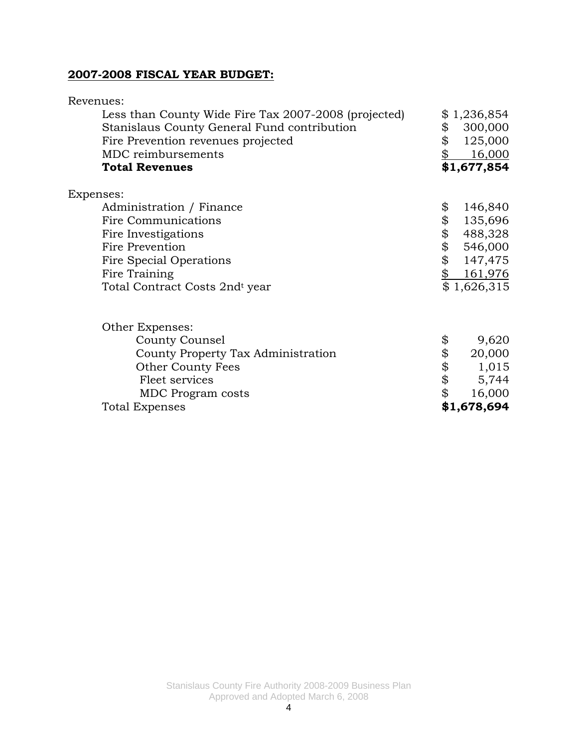## 2007-2008 FISCAL YEAR BUDGET:

| Revenues: | |
|---|---|
| Less than County Wide Fire Tax 2007-2008 (projected) | $ 1,236,854 |
| Stanislaus County General Fund contribution | $ 300,000 |
| Fire Prevention revenues projected | $ 125,000 |
| MDC reimbursements | $ 16,000 |
| **Total Revenues** | **$1,677,854** |

| Expenses: | |
|---|---|
| Administration / Finance | $ 146,840 |
| Fire Communications | $ 135,696 |
| Fire Investigations | $ 488,328 |
| Fire Prevention | $ 546,000 |
| Fire Special Operations | $ 147,475 |
| Fire Training | $ 161,976 |
| Total Contract Costs 2nd[t] year | $ 1,626,315 |
| | |
| Other Expenses: | |
| County Counsel | $ 9,620 |
| County Property Tax Administration | $ 20,000 |
| Other County Fees | $ 1,015 |
| Fleet services | $ 5,744 |
| MDC Program costs | $ 16,000 |
| Total Expenses | **$1,678,694** |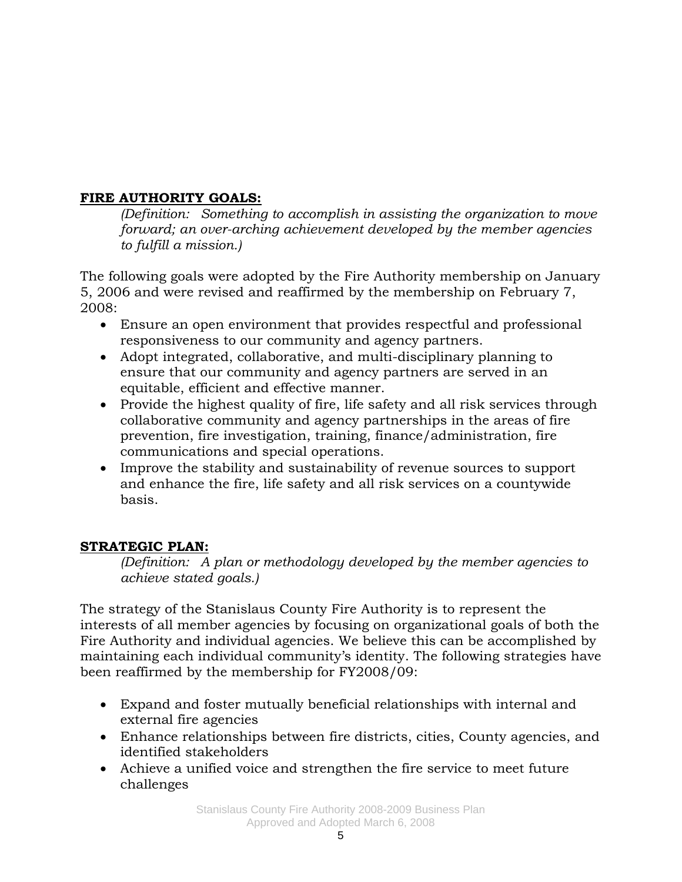**FIRE AUTHORITY GOALS:**

*(Definition: Something to accomplish in assisting the organization to move forward; an over-arching achievement developed by the member agencies to fulfill a mission.)*

The following goals were adopted by the Fire Authority membership on January 5, 2006 and were revised and reaffirmed by the membership on February 7, 2008:

- Ensure an open environment that provides respectful and professional responsiveness to our community and agency partners.
- Adopt integrated, collaborative, and multi-disciplinary planning to ensure that our community and agency partners are served in an equitable, efficient and effective manner.
- Provide the highest quality of fire, life safety and all risk services through collaborative community and agency partnerships in the areas of fire prevention, fire investigation, training, finance/administration, fire communications and special operations.
- Improve the stability and sustainability of revenue sources to support and enhance the fire, life safety and all risk services on a countywide basis.

**STRATEGIC PLAN:**

*(Definition: A plan or methodology developed by the member agencies to achieve stated goals.)*

The strategy of the Stanislaus County Fire Authority is to represent the interests of all member agencies by focusing on organizational goals of both the Fire Authority and individual agencies. We believe this can be accomplished by maintaining each individual community's identity. The following strategies have been reaffirmed by the membership for FY2008/09:

- Expand and foster mutually beneficial relationships with internal and external fire agencies
- Enhance relationships between fire districts, cities, County agencies, and identified stakeholders
- Achieve a unified voice and strengthen the fire service to meet future challenges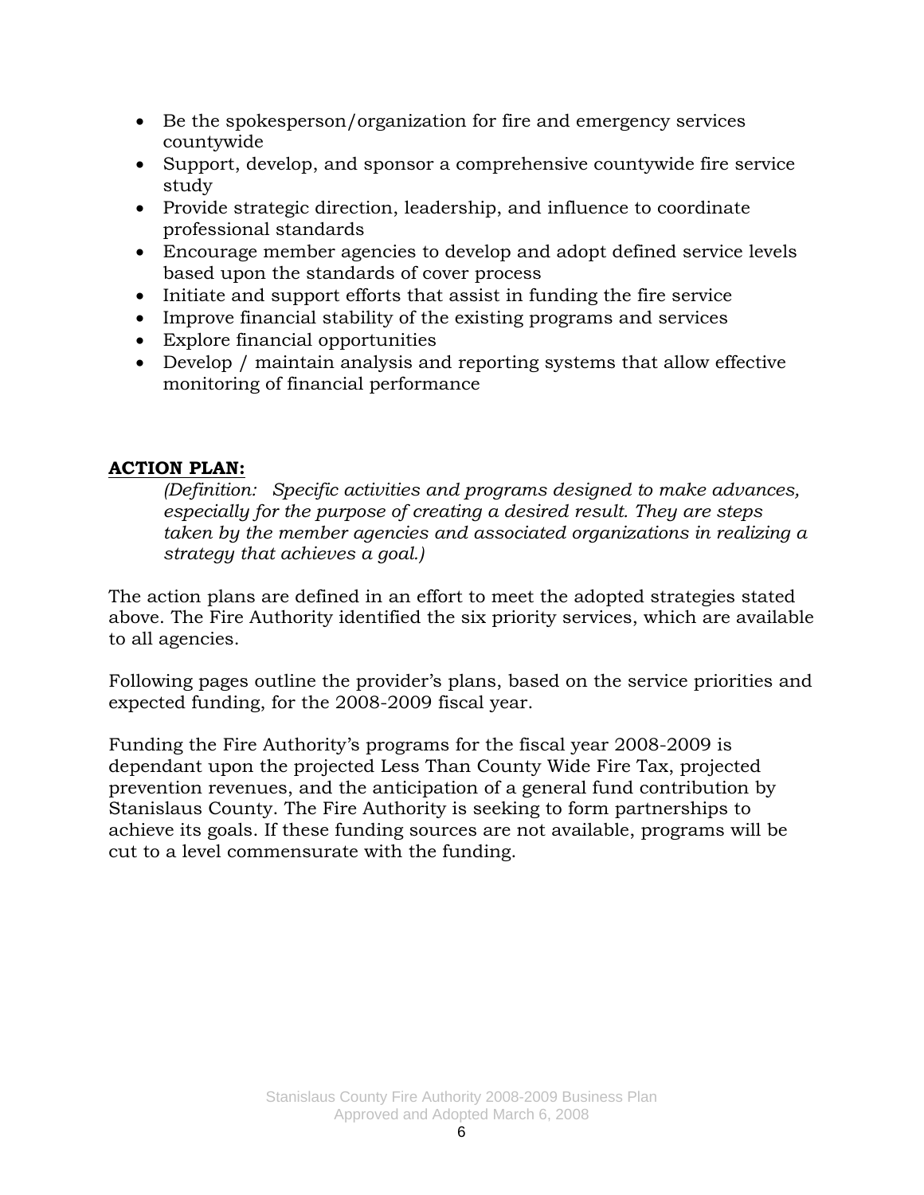- Be the spokesperson/organization for fire and emergency services countywide
- Support, develop, and sponsor a comprehensive countywide fire service study
- Provide strategic direction, leadership, and influence to coordinate professional standards
- Encourage member agencies to develop and adopt defined service levels based upon the standards of cover process
- Initiate and support efforts that assist in funding the fire service
- Improve financial stability of the existing programs and services
- Explore financial opportunities
- Develop / maintain analysis and reporting systems that allow effective monitoring of financial performance

**ACTION PLAN:**

*(Definition: Specific activities and programs designed to make advances, especially for the purpose of creating a desired result. They are steps taken by the member agencies and associated organizations in realizing a strategy that achieves a goal.)*

The action plans are defined in an effort to meet the adopted strategies stated above. The Fire Authority identified the six priority services, which are available to all agencies.

Following pages outline the provider's plans, based on the service priorities and expected funding, for the 2008-2009 fiscal year.

Funding the Fire Authority's programs for the fiscal year 2008-2009 is dependant upon the projected Less Than County Wide Fire Tax, projected prevention revenues, and the anticipation of a general fund contribution by Stanislaus County. The Fire Authority is seeking to form partnerships to achieve its goals. If these funding sources are not available, programs will be cut to a level commensurate with the funding.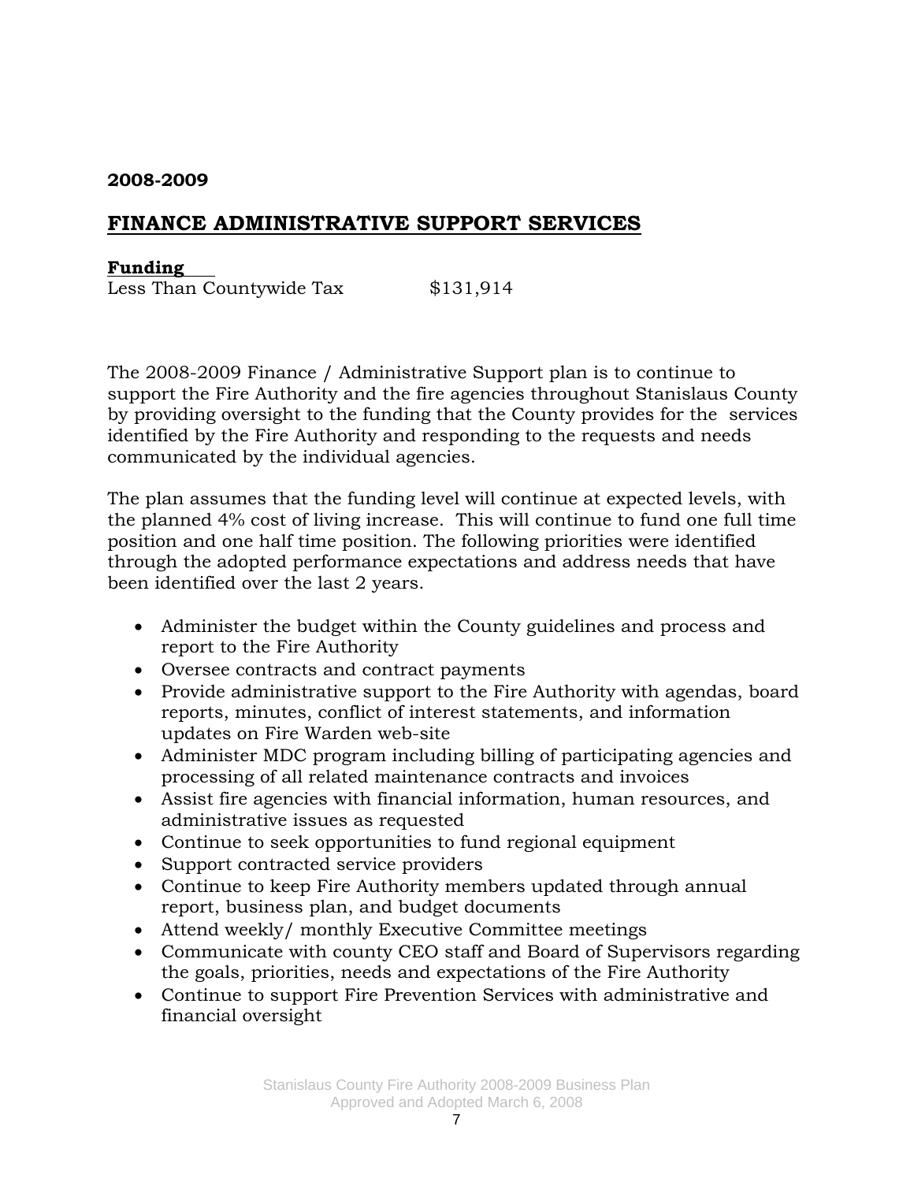**2008-2009**

## FINANCE ADMINISTRATIVE SUPPORT SERVICES

**Funding**

Less Than Countywide Tax $131,914

The 2008-2009 Finance / Administrative Support plan is to continue to support the Fire Authority and the fire agencies throughout Stanislaus County by providing oversight to the funding that the County provides for the services identified by the Fire Authority and responding to the requests and needs communicated by the individual agencies.

The plan assumes that the funding level will continue at expected levels, with the planned 4% cost of living increase. This will continue to fund one full time position and one half time position. The following priorities were identified through the adopted performance expectations and address needs that have been identified over the last 2 years.

- Administer the budget within the County guidelines and process and report to the Fire Authority
- Oversee contracts and contract payments
- Provide administrative support to the Fire Authority with agendas, board reports, minutes, conflict of interest statements, and information updates on Fire Warden web-site
- Administer MDC program including billing of participating agencies and processing of all related maintenance contracts and invoices
- Assist fire agencies with financial information, human resources, and administrative issues as requested
- Continue to seek opportunities to fund regional equipment
- Support contracted service providers
- Continue to keep Fire Authority members updated through annual report, business plan, and budget documents
- Attend weekly/ monthly Executive Committee meetings
- Communicate with county CEO staff and Board of Supervisors regarding the goals, priorities, needs and expectations of the Fire Authority
- Continue to support Fire Prevention Services with administrative and financial oversight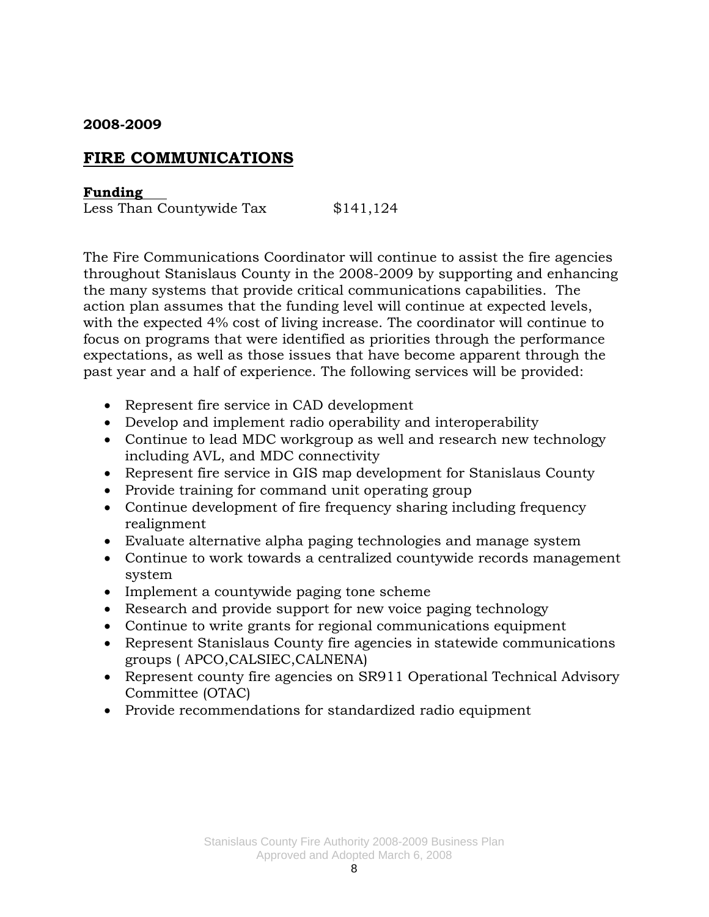**2008-2009**

## FIRE COMMUNICATIONS

**Funding**
Less Than Countywide Tax $141,124

The Fire Communications Coordinator will continue to assist the fire agencies throughout Stanislaus County in the 2008-2009 by supporting and enhancing the many systems that provide critical communications capabilities. The action plan assumes that the funding level will continue at expected levels, with the expected 4% cost of living increase. The coordinator will continue to focus on programs that were identified as priorities through the performance expectations, as well as those issues that have become apparent through the past year and a half of experience. The following services will be provided:

- Represent fire service in CAD development
- Develop and implement radio operability and interoperability
- Continue to lead MDC workgroup as well and research new technology including AVL, and MDC connectivity
- Represent fire service in GIS map development for Stanislaus County
- Provide training for command unit operating group
- Continue development of fire frequency sharing including frequency realignment
- Evaluate alternative alpha paging technologies and manage system
- Continue to work towards a centralized countywide records management system
- Implement a countywide paging tone scheme
- Research and provide support for new voice paging technology
- Continue to write grants for regional communications equipment
- Represent Stanislaus County fire agencies in statewide communications groups ( APCO,CALSIEC,CALNENA)
- Represent county fire agencies on SR911 Operational Technical Advisory Committee (OTAC)
- Provide recommendations for standardized radio equipment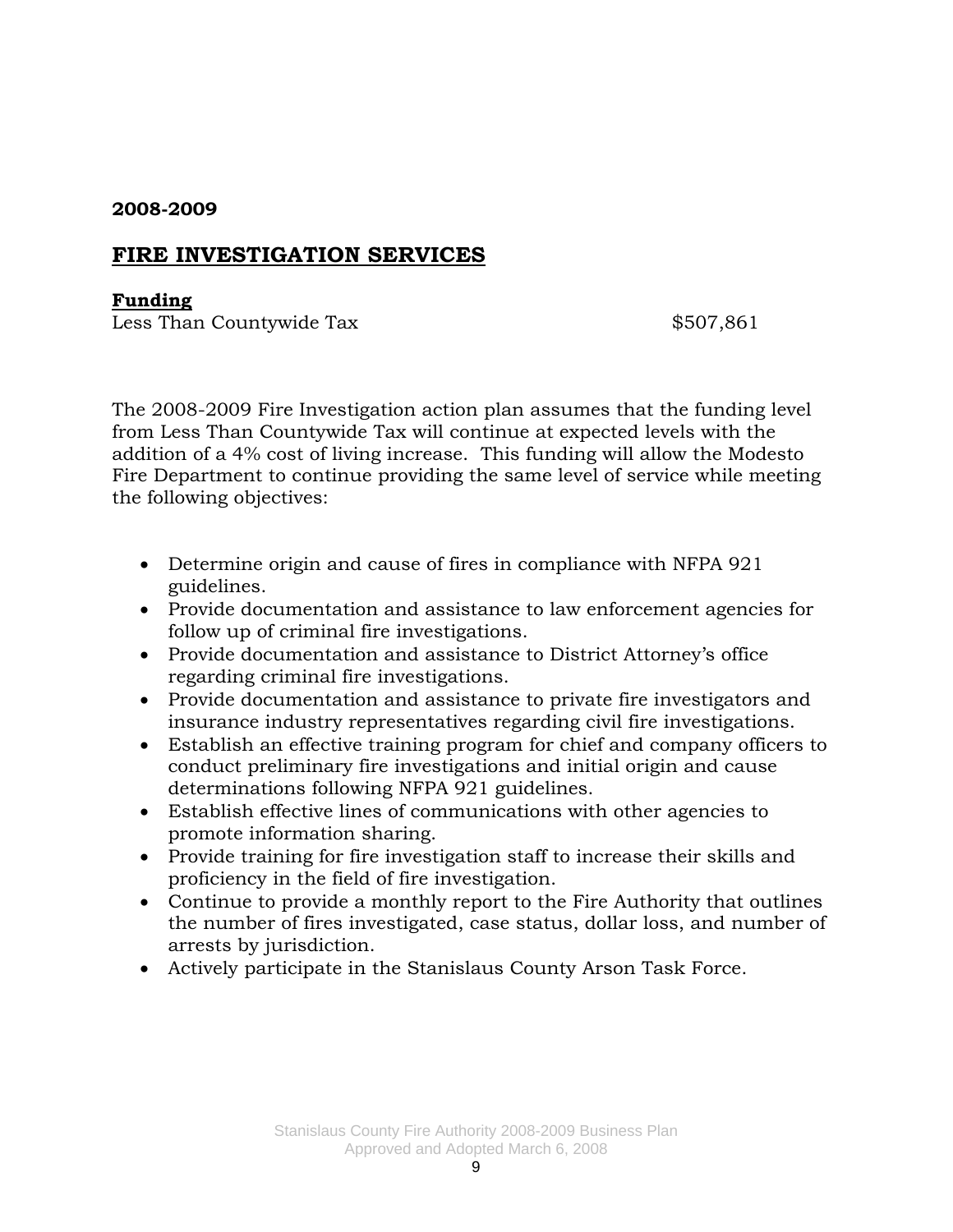**2008-2009**

## FIRE INVESTIGATION SERVICES

**Funding**

Less Than Countywide Tax $507,861

The 2008-2009 Fire Investigation action plan assumes that the funding level from Less Than Countywide Tax will continue at expected levels with the addition of a 4% cost of living increase. This funding will allow the Modesto Fire Department to continue providing the same level of service while meeting the following objectives:

- Determine origin and cause of fires in compliance with NFPA 921 guidelines.
- Provide documentation and assistance to law enforcement agencies for follow up of criminal fire investigations.
- Provide documentation and assistance to District Attorney's office regarding criminal fire investigations.
- Provide documentation and assistance to private fire investigators and insurance industry representatives regarding civil fire investigations.
- Establish an effective training program for chief and company officers to conduct preliminary fire investigations and initial origin and cause determinations following NFPA 921 guidelines.
- Establish effective lines of communications with other agencies to promote information sharing.
- Provide training for fire investigation staff to increase their skills and proficiency in the field of fire investigation.
- Continue to provide a monthly report to the Fire Authority that outlines the number of fires investigated, case status, dollar loss, and number of arrests by jurisdiction.
- Actively participate in the Stanislaus County Arson Task Force.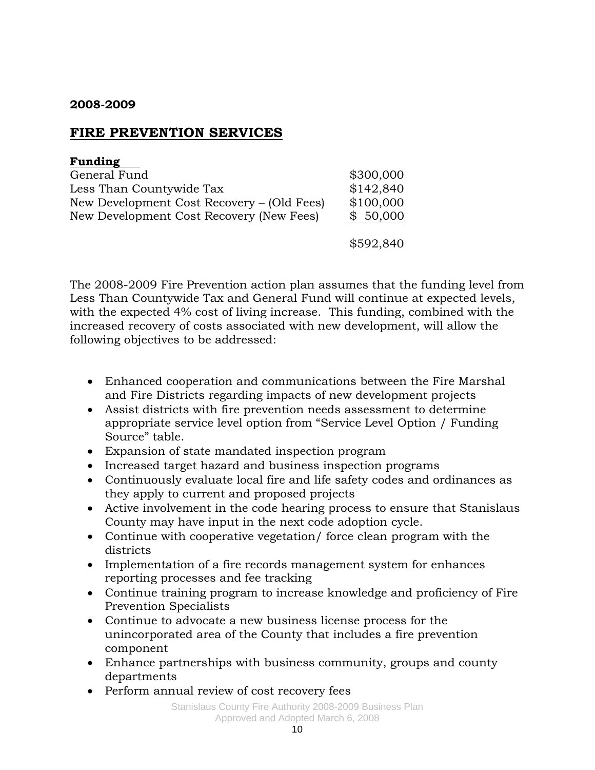**2008-2009**

## FIRE PREVENTION SERVICES

**Funding**

| | |
|---|---|
| General Fund | \$300,000 |
| Less Than Countywide Tax | \$142,840 |
| New Development Cost Recovery – (Old Fees) | \$100,000 |
| New Development Cost Recovery (New Fees) | \$ 50,000 |
| | \$592,840 |

The 2008-2009 Fire Prevention action plan assumes that the funding level from Less Than Countywide Tax and General Fund will continue at expected levels, with the expected 4% cost of living increase. This funding, combined with the increased recovery of costs associated with new development, will allow the following objectives to be addressed:

- Enhanced cooperation and communications between the Fire Marshal and Fire Districts regarding impacts of new development projects
- Assist districts with fire prevention needs assessment to determine appropriate service level option from "Service Level Option / Funding Source" table.
- Expansion of state mandated inspection program
- Increased target hazard and business inspection programs
- Continuously evaluate local fire and life safety codes and ordinances as they apply to current and proposed projects
- Active involvement in the code hearing process to ensure that Stanislaus County may have input in the next code adoption cycle.
- Continue with cooperative vegetation/ force clean program with the districts
- Implementation of a fire records management system for enhances reporting processes and fee tracking
- Continue training program to increase knowledge and proficiency of Fire Prevention Specialists
- Continue to advocate a new business license process for the unincorporated area of the County that includes a fire prevention component
- Enhance partnerships with business community, groups and county departments
- Perform annual review of cost recovery fees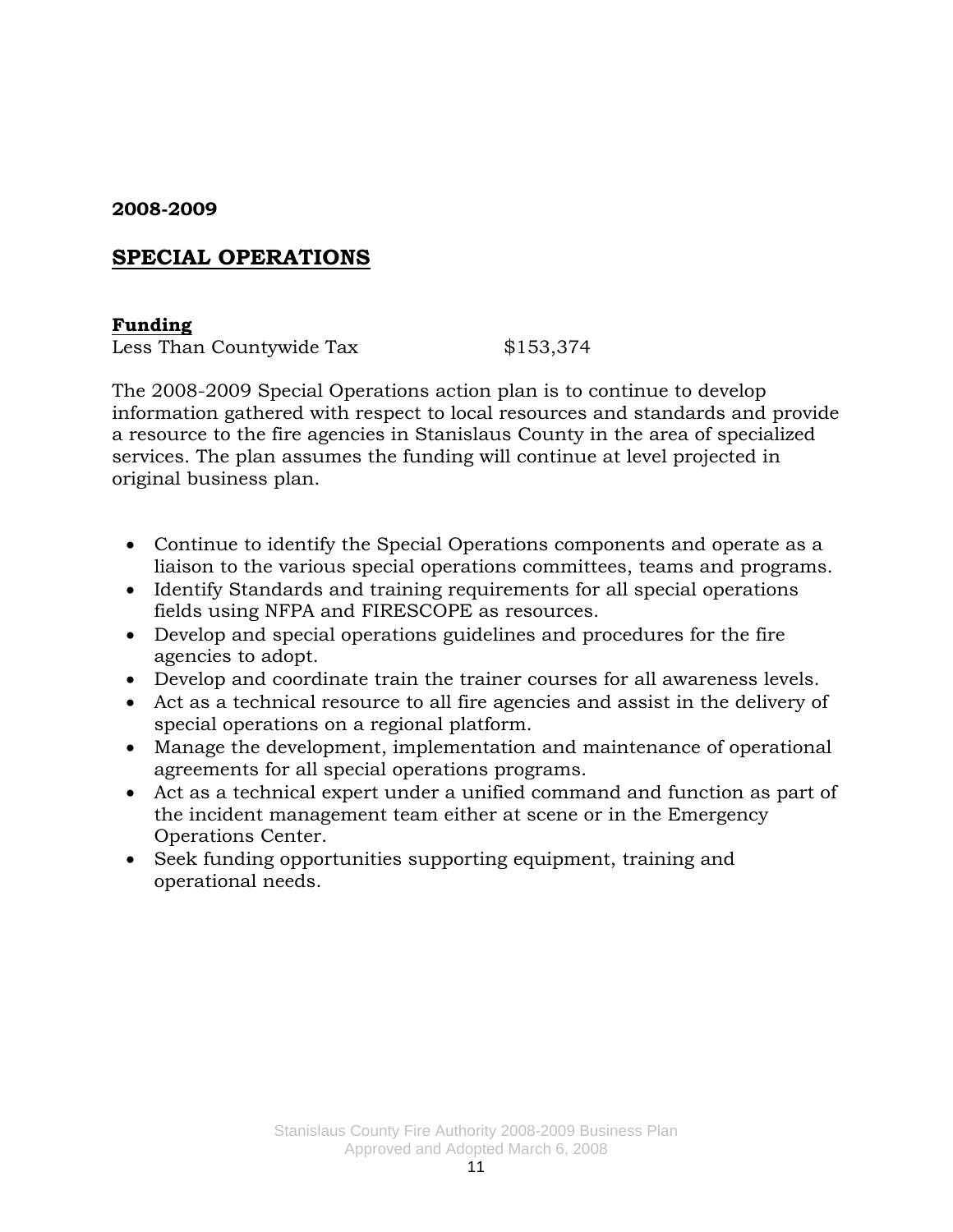**2008-2009**

## SPECIAL OPERATIONS

**Funding**

Less Than Countywide Tax $153,374

The 2008-2009 Special Operations action plan is to continue to develop information gathered with respect to local resources and standards and provide a resource to the fire agencies in Stanislaus County in the area of specialized services. The plan assumes the funding will continue at level projected in original business plan.

- Continue to identify the Special Operations components and operate as a liaison to the various special operations committees, teams and programs.
- Identify Standards and training requirements for all special operations fields using NFPA and FIRESCOPE as resources.
- Develop and special operations guidelines and procedures for the fire agencies to adopt.
- Develop and coordinate train the trainer courses for all awareness levels.
- Act as a technical resource to all fire agencies and assist in the delivery of special operations on a regional platform.
- Manage the development, implementation and maintenance of operational agreements for all special operations programs.
- Act as a technical expert under a unified command and function as part of the incident management team either at scene or in the Emergency Operations Center.
- Seek funding opportunities supporting equipment, training and operational needs.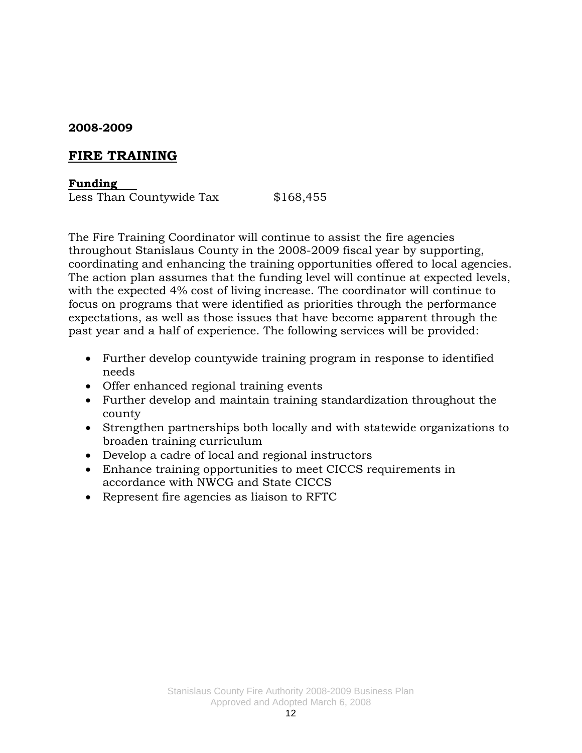**2008-2009**

## FIRE TRAINING

**Funding**

Less Than Countywide Tax $168,455

The Fire Training Coordinator will continue to assist the fire agencies throughout Stanislaus County in the 2008-2009 fiscal year by supporting, coordinating and enhancing the training opportunities offered to local agencies. The action plan assumes that the funding level will continue at expected levels, with the expected 4% cost of living increase. The coordinator will continue to focus on programs that were identified as priorities through the performance expectations, as well as those issues that have become apparent through the past year and a half of experience. The following services will be provided:

- Further develop countywide training program in response to identified needs
- Offer enhanced regional training events
- Further develop and maintain training standardization throughout the county
- Strengthen partnerships both locally and with statewide organizations to broaden training curriculum
- Develop a cadre of local and regional instructors
- Enhance training opportunities to meet CICCS requirements in accordance with NWCG and State CICCS
- Represent fire agencies as liaison to RFTC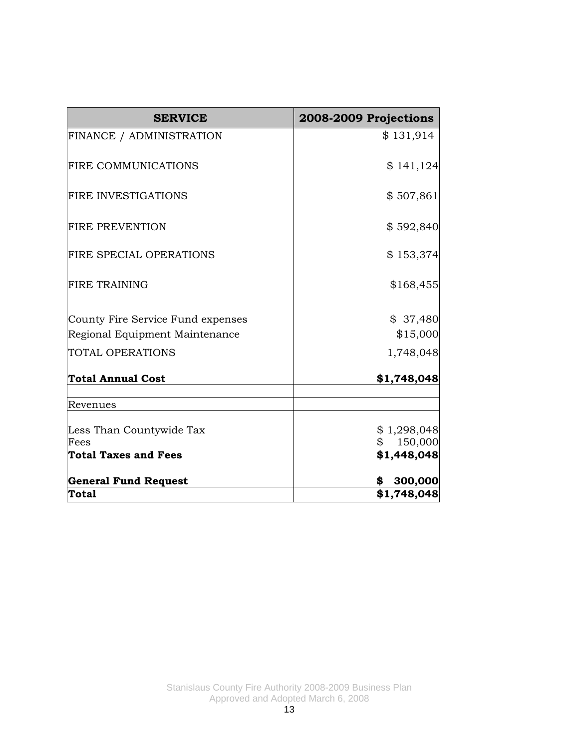| SERVICE | 2008-2009 Projections |
|---|---|
| FINANCE / ADMINISTRATION | $ 131,914 |
| FIRE COMMUNICATIONS | $ 141,124 |
| FIRE INVESTIGATIONS | $ 507,861 |
| FIRE PREVENTION | $ 592,840 |
| FIRE SPECIAL OPERATIONS | $ 153,374 |
| FIRE TRAINING | $168,455 |
| County Fire Service Fund expenses | $ 37,480 |
| Regional Equipment Maintenance | $15,000 |
| TOTAL OPERATIONS | 1,748,048 |
| **Total Annual Cost** | **$1,748,048** |
| | |
| Revenues | |
| Less Than Countywide Tax | $ 1,298,048 |
| Fees | $ 150,000 |
| **Total Taxes and Fees** | **$1,448,048** |
| **General Fund Request** | **$ 300,000** |
| **Total** | **$1,748,048** |